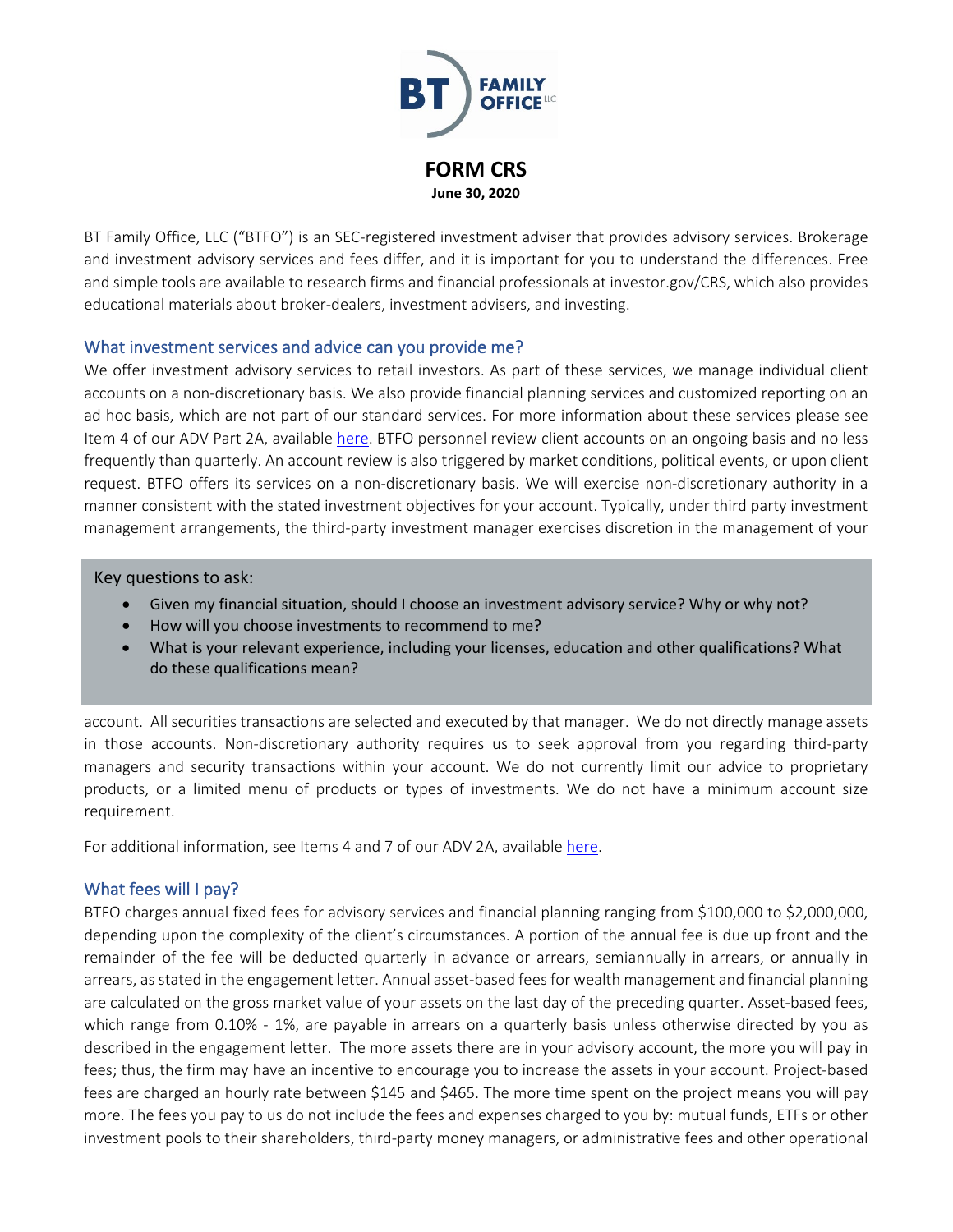# FORM CRS

**June 30, 2020**

BT Family Office, LLC ("BTFO") is an SEC-registered investment adviser that provides advisory services. Brokerage and investment advisory services and fees differ, and it is important for you to understand the differences. Free and simple tools are available to research firms and financial professionals at investor.gov/CRS, which also provides educational materials about broker-dealers, investment advisers, and investing.

## What investment services and advice can you provide me?

We offer investment advisory services to retail investors. As part of these services, we manage individual client accounts on a non-discretionary basis. We also provide financial planning services and customized reporting on an ad hoc basis, which are not part of our standard services. For more information about these services please see Item 4 of our ADV Part 2A, available here. BTFO personnel review client accounts on an ongoing basis and no less frequently than quarterly. An account review is also triggered by market conditions, political events, or upon client request. BTFO offers its services on a non-discretionary basis. We will exercise non-discretionary authority in a manner consistent with the stated investment objectives for your account. Typically, under third party investment management arrangements, the third-party investment manager exercises discretion in the management of your account. All securities transactions are selected and executed by that manager. We do not directly manage assets in those accounts. Non-discretionary authority requires us to seek approval from you regarding third-party managers and security transactions within your account. We do not currently limit our advice to proprietary products, or a limited menu of products or types of investments. We do not have a minimum account size requirement.

> Key questions to ask:
> - Given my financial situation, should I choose an investment advisory service? Why or why not?
> - How will you choose investments to recommend to me?
> - What is your relevant experience, including your licenses, education and other qualifications? What do these qualifications mean?

For additional information, see Items 4 and 7 of our ADV 2A, available here.

## What fees will I pay?

BTFO charges annual fixed fees for advisory services and financial planning ranging from $100,000 to $2,000,000, depending upon the complexity of the client's circumstances. A portion of the annual fee is due up front and the remainder of the fee will be deducted quarterly in advance or arrears, semiannually in arrears, or annually in arrears, as stated in the engagement letter. Annual asset-based fees for wealth management and financial planning are calculated on the gross market value of your assets on the last day of the preceding quarter. Asset-based fees, which range from 0.10% - 1%, are payable in arrears on a quarterly basis unless otherwise directed by you as described in the engagement letter. The more assets there are in your advisory account, the more you will pay in fees; thus, the firm may have an incentive to encourage you to increase the assets in your account. Project-based fees are charged an hourly rate between $145 and $465. The more time spent on the project means you will pay more. The fees you pay to us do not include the fees and expenses charged to you by: mutual funds, ETFs or other investment pools to their shareholders, third-party money managers, or administrative fees and other operational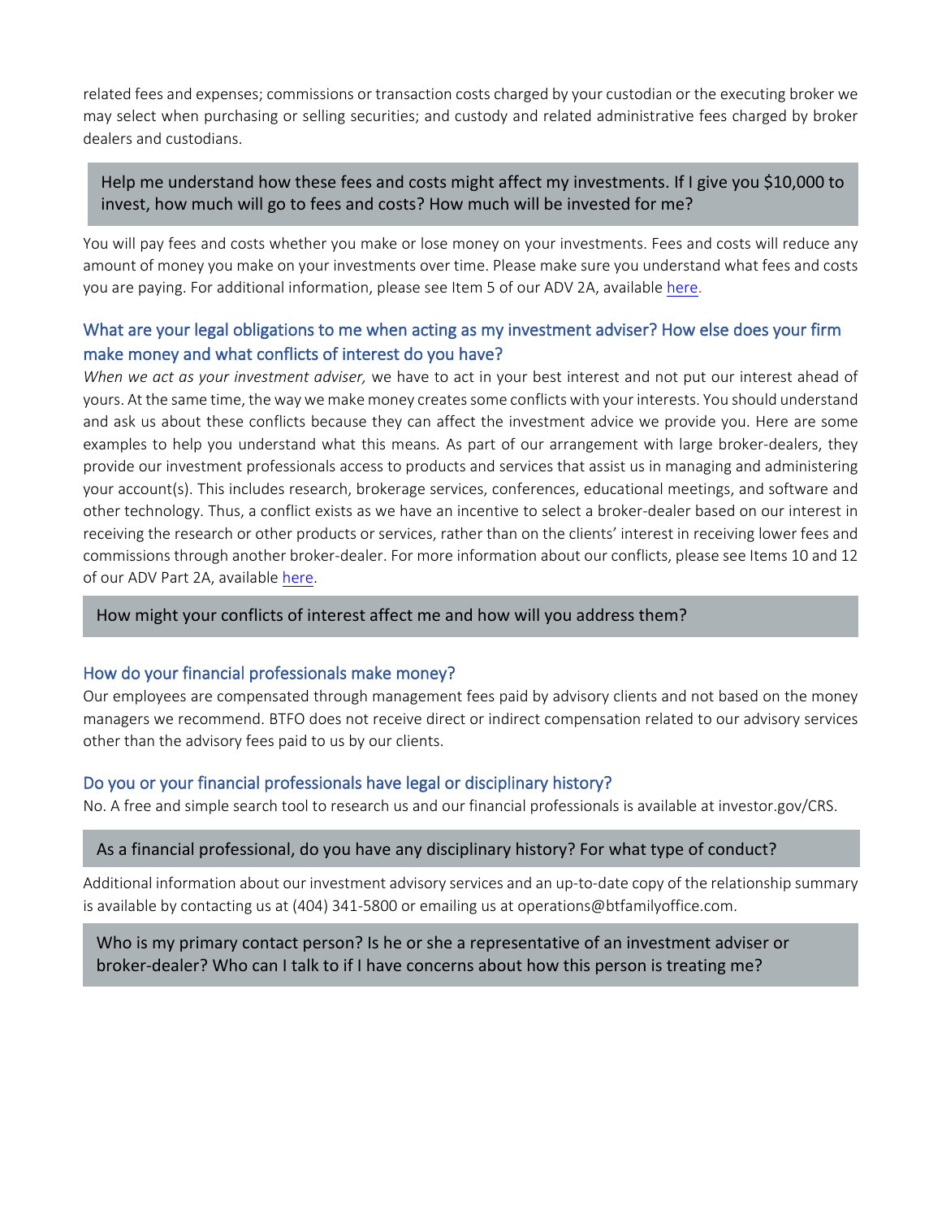related fees and expenses; commissions or transaction costs charged by your custodian or the executing broker we may select when purchasing or selling securities; and custody and related administrative fees charged by broker dealers and custodians.

> Help me understand how these fees and costs might affect my investments. If I give you $10,000 to invest, how much will go to fees and costs? How much will be invested for me?

You will pay fees and costs whether you make or lose money on your investments. Fees and costs will reduce any amount of money you make on your investments over time. Please make sure you understand what fees and costs you are paying. For additional information, please see Item 5 of our ADV 2A, available here.

## What are your legal obligations to me when acting as my investment adviser? How else does your firm make money and what conflicts of interest do you have?

*When we act as your investment adviser,* we have to act in your best interest and not put our interest ahead of yours. At the same time, the way we make money creates some conflicts with your interests. You should understand and ask us about these conflicts because they can affect the investment advice we provide you. Here are some examples to help you understand what this means. As part of our arrangement with large broker-dealers, they provide our investment professionals access to products and services that assist us in managing and administering your account(s). This includes research, brokerage services, conferences, educational meetings, and software and other technology. Thus, a conflict exists as we have an incentive to select a broker-dealer based on our interest in receiving the research or other products or services, rather than on the clients' interest in receiving lower fees and commissions through another broker-dealer. For more information about our conflicts, please see Items 10 and 12 of our ADV Part 2A, available here.

> How might your conflicts of interest affect me and how will you address them?

## How do your financial professionals make money?

Our employees are compensated through management fees paid by advisory clients and not based on the money managers we recommend. BTFO does not receive direct or indirect compensation related to our advisory services other than the advisory fees paid to us by our clients.

## Do you or your financial professionals have legal or disciplinary history?

No. A free and simple search tool to research us and our financial professionals is available at investor.gov/CRS.

> As a financial professional, do you have any disciplinary history? For what type of conduct?

Additional information about our investment advisory services and an up-to-date copy of the relationship summary is available by contacting us at (404) 341-5800 or emailing us at operations@btfamilyoffice.com.

> Who is my primary contact person? Is he or she a representative of an investment adviser or broker-dealer? Who can I talk to if I have concerns about how this person is treating me?